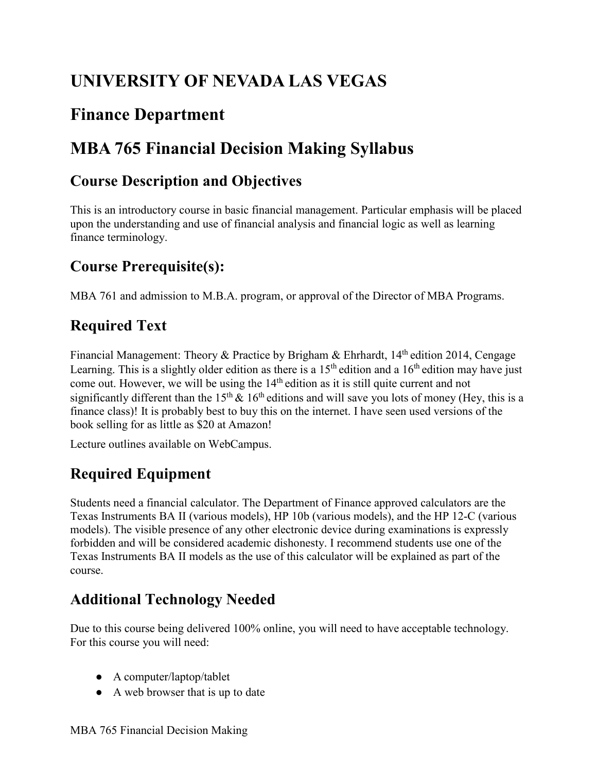# UNIVERSITY OF NEVADA LAS VEGAS

# Finance Department

# MBA 765 Financial Decision Making Syllabus

## Course Description and Objectives

This is an introductory course in basic financial management. Particular emphasis will be placed upon the understanding and use of financial analysis and financial logic as well as learning finance terminology.

## Course Prerequisite(s):

MBA 761 and admission to M.B.A. program, or approval of the Director of MBA Programs.

## Required Text

Financial Management: Theory & Practice by Brigham & Ehrhardt, 14th edition 2014, Cengage Learning. This is a slightly older edition as there is a 15th edition and a 16th edition may have just come out. However, we will be using the 14th edition as it is still quite current and not significantly different than the 15th & 16th editions and will save you lots of money (Hey, this is a finance class)! It is probably best to buy this on the internet. I have seen used versions of the book selling for as little as $20 at Amazon!

Lecture outlines available on WebCampus.

## Required Equipment

Students need a financial calculator. The Department of Finance approved calculators are the Texas Instruments BA II (various models), HP 10b (various models), and the HP 12-C (various models). The visible presence of any other electronic device during examinations is expressly forbidden and will be considered academic dishonesty. I recommend students use one of the Texas Instruments BA II models as the use of this calculator will be explained as part of the course.

## Additional Technology Needed

Due to this course being delivered 100% online, you will need to have acceptable technology. For this course you will need:

- A computer/laptop/tablet
- A web browser that is up to date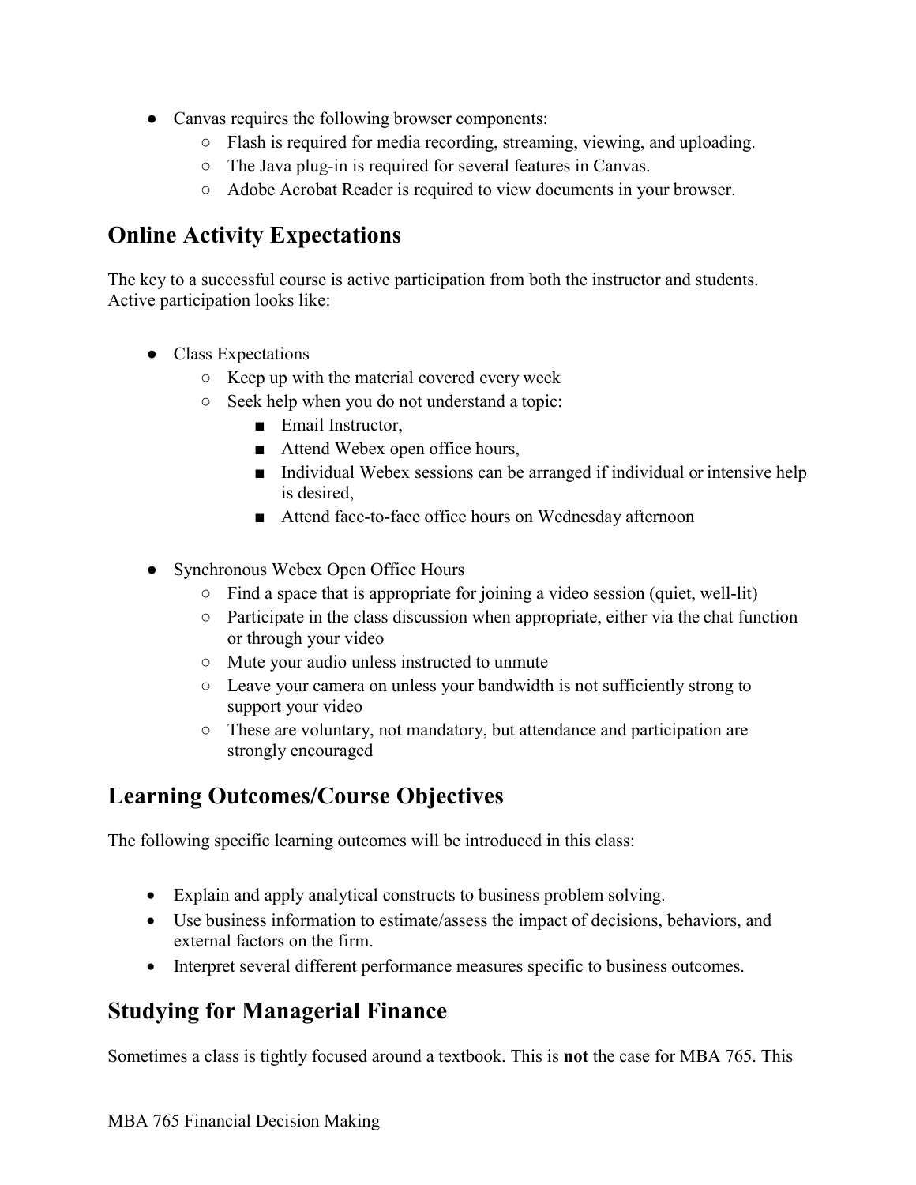- Canvas requires the following browser components:
  - Flash is required for media recording, streaming, viewing, and uploading.
  - The Java plug-in is required for several features in Canvas.
  - Adobe Acrobat Reader is required to view documents in your browser.

## Online Activity Expectations

The key to a successful course is active participation from both the instructor and students. Active participation looks like:

- Class Expectations
  - Keep up with the material covered every week
  - Seek help when you do not understand a topic:
    - Email Instructor,
    - Attend Webex open office hours,
    - Individual Webex sessions can be arranged if individual or intensive help is desired,
    - Attend face-to-face office hours on Wednesday afternoon

- Synchronous Webex Open Office Hours
  - Find a space that is appropriate for joining a video session (quiet, well-lit)
  - Participate in the class discussion when appropriate, either via the chat function or through your video
  - Mute your audio unless instructed to unmute
  - Leave your camera on unless your bandwidth is not sufficiently strong to support your video
  - These are voluntary, not mandatory, but attendance and participation are strongly encouraged

## Learning Outcomes/Course Objectives

The following specific learning outcomes will be introduced in this class:

- Explain and apply analytical constructs to business problem solving.
- Use business information to estimate/assess the impact of decisions, behaviors, and external factors on the firm.
- Interpret several different performance measures specific to business outcomes.

## Studying for Managerial Finance

Sometimes a class is tightly focused around a textbook. This is **not** the case for MBA 765. This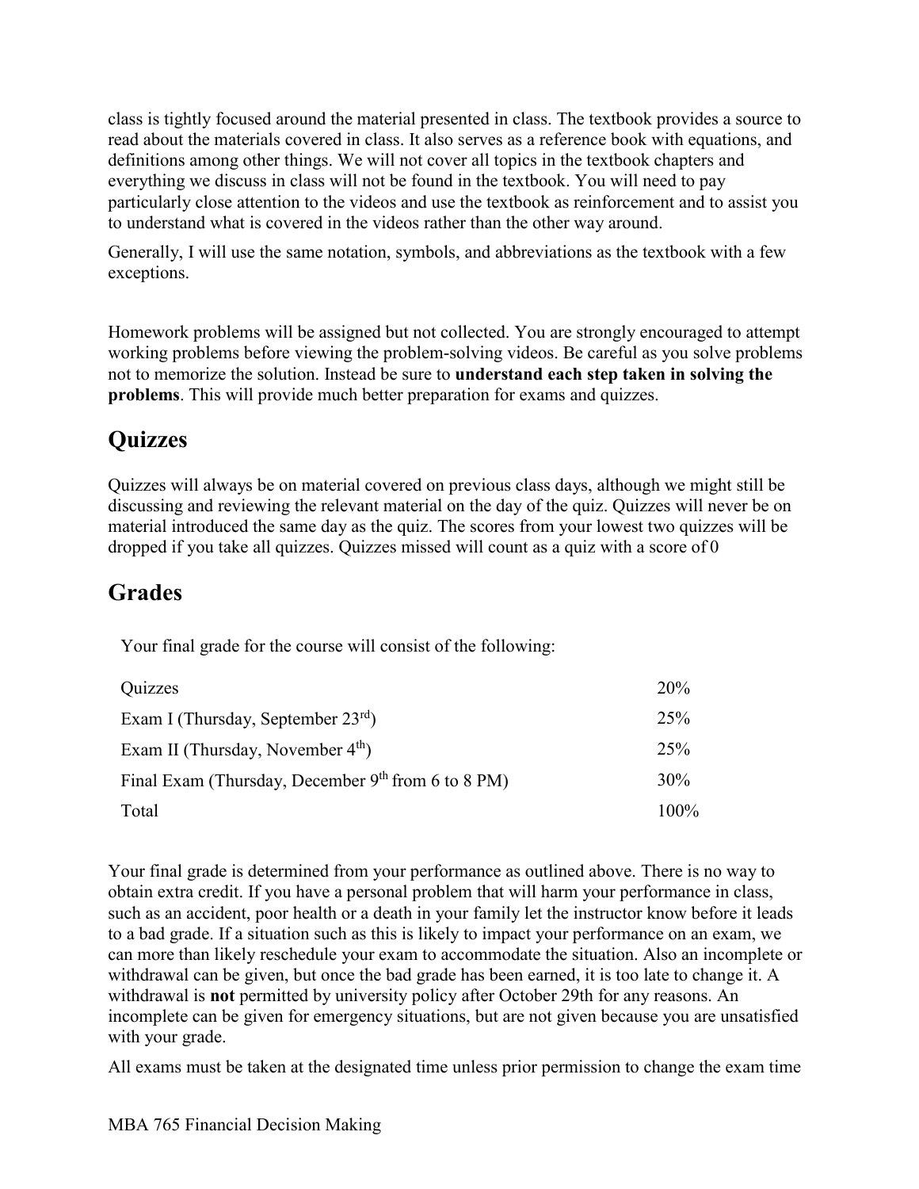class is tightly focused around the material presented in class. The textbook provides a source to read about the materials covered in class. It also serves as a reference book with equations, and definitions among other things. We will not cover all topics in the textbook chapters and everything we discuss in class will not be found in the textbook. You will need to pay particularly close attention to the videos and use the textbook as reinforcement and to assist you to understand what is covered in the videos rather than the other way around.

Generally, I will use the same notation, symbols, and abbreviations as the textbook with a few exceptions.

Homework problems will be assigned but not collected. You are strongly encouraged to attempt working problems before viewing the problem-solving videos. Be careful as you solve problems not to memorize the solution. Instead be sure to **understand each step taken in solving the problems**. This will provide much better preparation for exams and quizzes.

## Quizzes

Quizzes will always be on material covered on previous class days, although we might still be discussing and reviewing the relevant material on the day of the quiz. Quizzes will never be on material introduced the same day as the quiz. The scores from your lowest two quizzes will be dropped if you take all quizzes. Quizzes missed will count as a quiz with a score of 0

## Grades

Your final grade for the course will consist of the following:

| | |
|---|---|
| Quizzes | 20% |
| Exam I (Thursday, September 23rd) | 25% |
| Exam II (Thursday, November 4th) | 25% |
| Final Exam (Thursday, December 9th from 6 to 8 PM) | 30% |
| Total | 100% |

Your final grade is determined from your performance as outlined above. There is no way to obtain extra credit. If you have a personal problem that will harm your performance in class, such as an accident, poor health or a death in your family let the instructor know before it leads to a bad grade. If a situation such as this is likely to impact your performance on an exam, we can more than likely reschedule your exam to accommodate the situation. Also an incomplete or withdrawal can be given, but once the bad grade has been earned, it is too late to change it. A withdrawal is **not** permitted by university policy after October 29th for any reasons. An incomplete can be given for emergency situations, but are not given because you are unsatisfied with your grade.

All exams must be taken at the designated time unless prior permission to change the exam time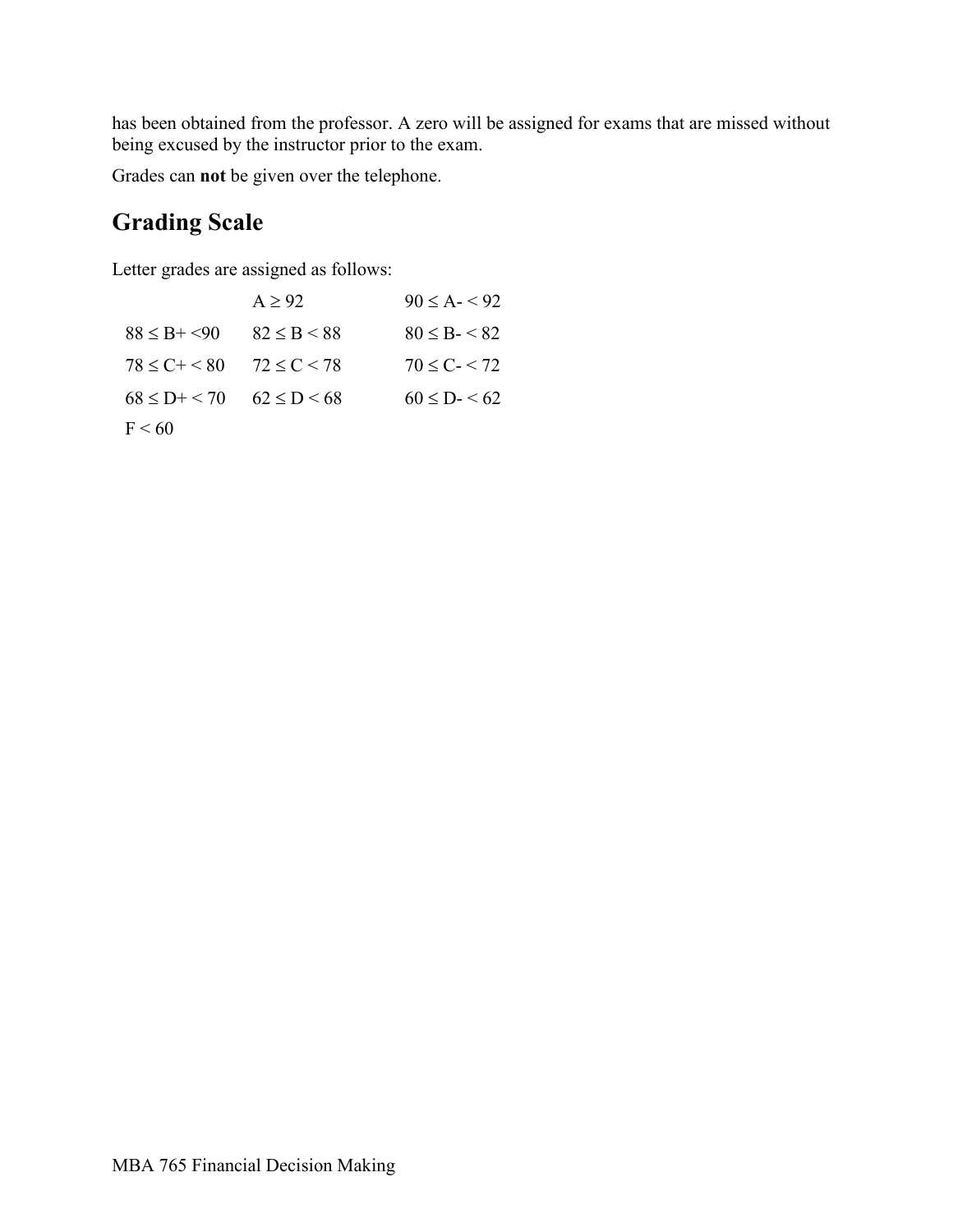has been obtained from the professor. A zero will be assigned for exams that are missed without being excused by the instructor prior to the exam.

Grades can **not** be given over the telephone.

## Grading Scale

Letter grades are assigned as follows:

| | | |
|---|---|---|
| | A ≥ 92 | 90 ≤ A- < 92 |
| 88 ≤ B+ <90 | 82 ≤ B < 88 | 80 ≤ B- < 82 |
| 78 ≤ C+ < 80 | 72 ≤ C < 78 | 70 ≤ C- < 72 |
| 68 ≤ D+ < 70 | 62 ≤ D < 68 | 60 ≤ D- < 62 |
| F < 60 | | |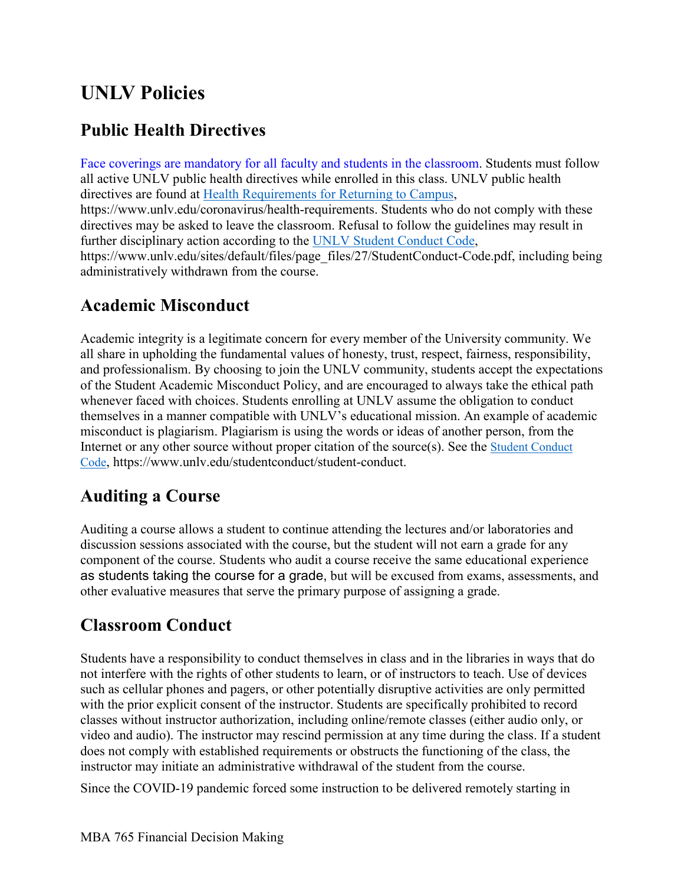# UNLV Policies

## Public Health Directives

Face coverings are mandatory for all faculty and students in the classroom. Students must follow all active UNLV public health directives while enrolled in this class. UNLV public health directives are found at [Health Requirements for Returning to Campus](https://www.unlv.edu/coronavirus/health-requirements), https://www.unlv.edu/coronavirus/health-requirements. Students who do not comply with these directives may be asked to leave the classroom. Refusal to follow the guidelines may result in further disciplinary action according to the [UNLV Student Conduct Code](https://www.unlv.edu/sites/default/files/page_files/27/StudentConduct-Code.pdf), https://www.unlv.edu/sites/default/files/page_files/27/StudentConduct-Code.pdf, including being administratively withdrawn from the course.

## Academic Misconduct

Academic integrity is a legitimate concern for every member of the University community. We all share in upholding the fundamental values of honesty, trust, respect, fairness, responsibility, and professionalism. By choosing to join the UNLV community, students accept the expectations of the Student Academic Misconduct Policy, and are encouraged to always take the ethical path whenever faced with choices. Students enrolling at UNLV assume the obligation to conduct themselves in a manner compatible with UNLV's educational mission. An example of academic misconduct is plagiarism. Plagiarism is using the words or ideas of another person, from the Internet or any other source without proper citation of the source(s). See the [Student Conduct Code](https://www.unlv.edu/studentconduct/student-conduct), https://www.unlv.edu/studentconduct/student-conduct.

## Auditing a Course

Auditing a course allows a student to continue attending the lectures and/or laboratories and discussion sessions associated with the course, but the student will not earn a grade for any component of the course. Students who audit a course receive the same educational experience as students taking the course for a grade, but will be excused from exams, assessments, and other evaluative measures that serve the primary purpose of assigning a grade.

## Classroom Conduct

Students have a responsibility to conduct themselves in class and in the libraries in ways that do not interfere with the rights of other students to learn, or of instructors to teach. Use of devices such as cellular phones and pagers, or other potentially disruptive activities are only permitted with the prior explicit consent of the instructor. Students are specifically prohibited to record classes without instructor authorization, including online/remote classes (either audio only, or video and audio). The instructor may rescind permission at any time during the class. If a student does not comply with established requirements or obstructs the functioning of the class, the instructor may initiate an administrative withdrawal of the student from the course.

Since the COVID-19 pandemic forced some instruction to be delivered remotely starting in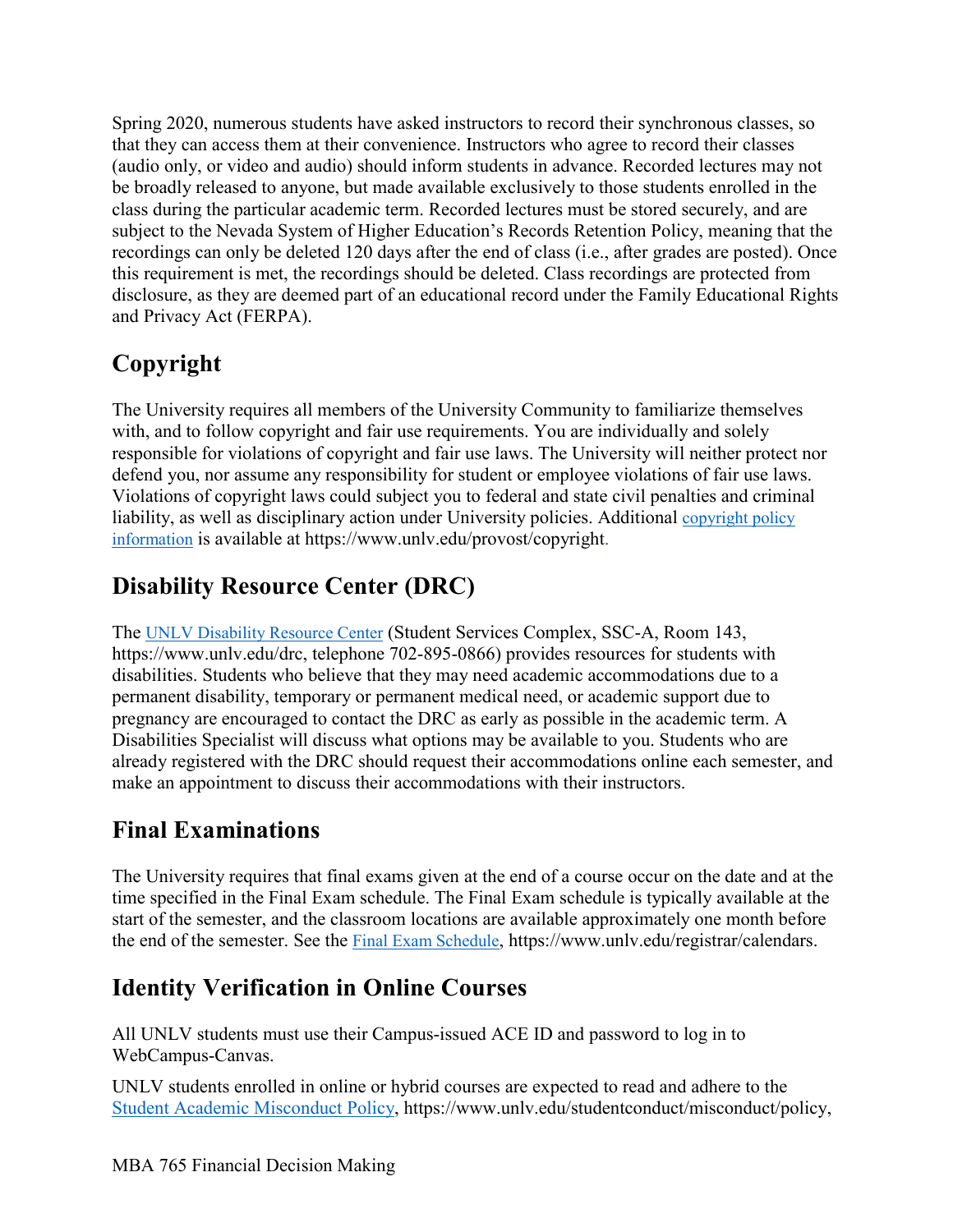Spring 2020, numerous students have asked instructors to record their synchronous classes, so that they can access them at their convenience. Instructors who agree to record their classes (audio only, or video and audio) should inform students in advance. Recorded lectures may not be broadly released to anyone, but made available exclusively to those students enrolled in the class during the particular academic term. Recorded lectures must be stored securely, and are subject to the Nevada System of Higher Education's Records Retention Policy, meaning that the recordings can only be deleted 120 days after the end of class (i.e., after grades are posted). Once this requirement is met, the recordings should be deleted. Class recordings are protected from disclosure, as they are deemed part of an educational record under the Family Educational Rights and Privacy Act (FERPA).

## Copyright

The University requires all members of the University Community to familiarize themselves with, and to follow copyright and fair use requirements. You are individually and solely responsible for violations of copyright and fair use laws. The University will neither protect nor defend you, nor assume any responsibility for student or employee violations of fair use laws. Violations of copyright laws could subject you to federal and state civil penalties and criminal liability, as well as disciplinary action under University policies. Additional copyright policy information is available at https://www.unlv.edu/provost/copyright.

## Disability Resource Center (DRC)

The UNLV Disability Resource Center (Student Services Complex, SSC-A, Room 143, https://www.unlv.edu/drc, telephone 702-895-0866) provides resources for students with disabilities. Students who believe that they may need academic accommodations due to a permanent disability, temporary or permanent medical need, or academic support due to pregnancy are encouraged to contact the DRC as early as possible in the academic term. A Disabilities Specialist will discuss what options may be available to you. Students who are already registered with the DRC should request their accommodations online each semester, and make an appointment to discuss their accommodations with their instructors.

## Final Examinations

The University requires that final exams given at the end of a course occur on the date and at the time specified in the Final Exam schedule. The Final Exam schedule is typically available at the start of the semester, and the classroom locations are available approximately one month before the end of the semester. See the Final Exam Schedule, https://www.unlv.edu/registrar/calendars.

## Identity Verification in Online Courses

All UNLV students must use their Campus-issued ACE ID and password to log in to WebCampus-Canvas.

UNLV students enrolled in online or hybrid courses are expected to read and adhere to the Student Academic Misconduct Policy, https://www.unlv.edu/studentconduct/misconduct/policy,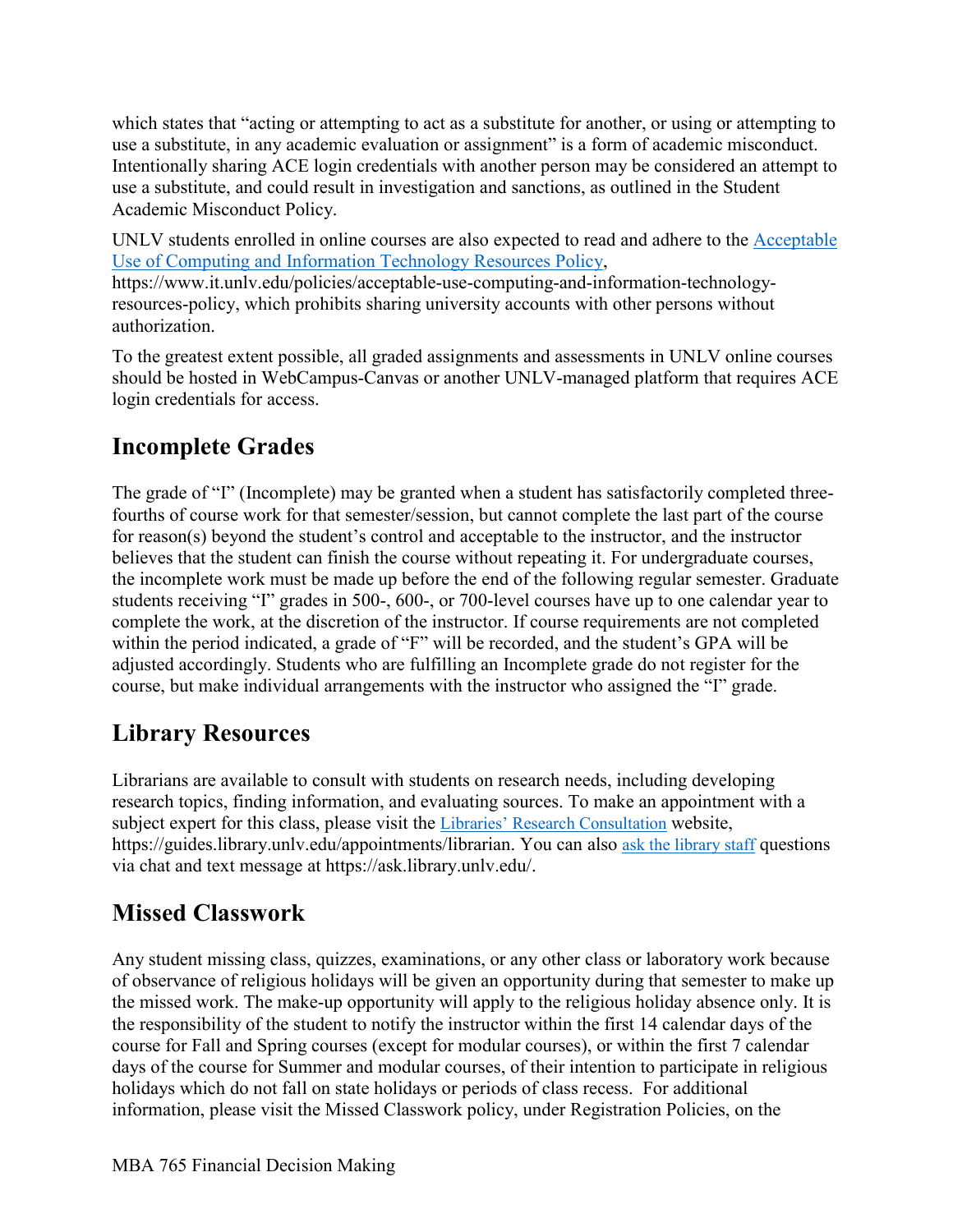which states that "acting or attempting to act as a substitute for another, or using or attempting to use a substitute, in any academic evaluation or assignment" is a form of academic misconduct. Intentionally sharing ACE login credentials with another person may be considered an attempt to use a substitute, and could result in investigation and sanctions, as outlined in the Student Academic Misconduct Policy.

UNLV students enrolled in online courses are also expected to read and adhere to the [Acceptable Use of Computing and Information Technology Resources Policy](https://www.it.unlv.edu/policies/acceptable-use-computing-and-information-technology-resources-policy), https://www.it.unlv.edu/policies/acceptable-use-computing-and-information-technology-resources-policy, which prohibits sharing university accounts with other persons without authorization.

To the greatest extent possible, all graded assignments and assessments in UNLV online courses should be hosted in WebCampus-Canvas or another UNLV-managed platform that requires ACE login credentials for access.

## Incomplete Grades

The grade of "I" (Incomplete) may be granted when a student has satisfactorily completed three-fourths of course work for that semester/session, but cannot complete the last part of the course for reason(s) beyond the student's control and acceptable to the instructor, and the instructor believes that the student can finish the course without repeating it. For undergraduate courses, the incomplete work must be made up before the end of the following regular semester. Graduate students receiving "I" grades in 500-, 600-, or 700-level courses have up to one calendar year to complete the work, at the discretion of the instructor. If course requirements are not completed within the period indicated, a grade of "F" will be recorded, and the student's GPA will be adjusted accordingly. Students who are fulfilling an Incomplete grade do not register for the course, but make individual arrangements with the instructor who assigned the "I" grade.

## Library Resources

Librarians are available to consult with students on research needs, including developing research topics, finding information, and evaluating sources. To make an appointment with a subject expert for this class, please visit the [Libraries' Research Consultation](https://guides.library.unlv.edu/appointments/librarian) website, https://guides.library.unlv.edu/appointments/librarian. You can also [ask the library staff](https://ask.library.unlv.edu/) questions via chat and text message at https://ask.library.unlv.edu/.

## Missed Classwork

Any student missing class, quizzes, examinations, or any other class or laboratory work because of observance of religious holidays will be given an opportunity during that semester to make up the missed work. The make-up opportunity will apply to the religious holiday absence only. It is the responsibility of the student to notify the instructor within the first 14 calendar days of the course for Fall and Spring courses (except for modular courses), or within the first 7 calendar days of the course for Summer and modular courses, of their intention to participate in religious holidays which do not fall on state holidays or periods of class recess. For additional information, please visit the Missed Classwork policy, under Registration Policies, on the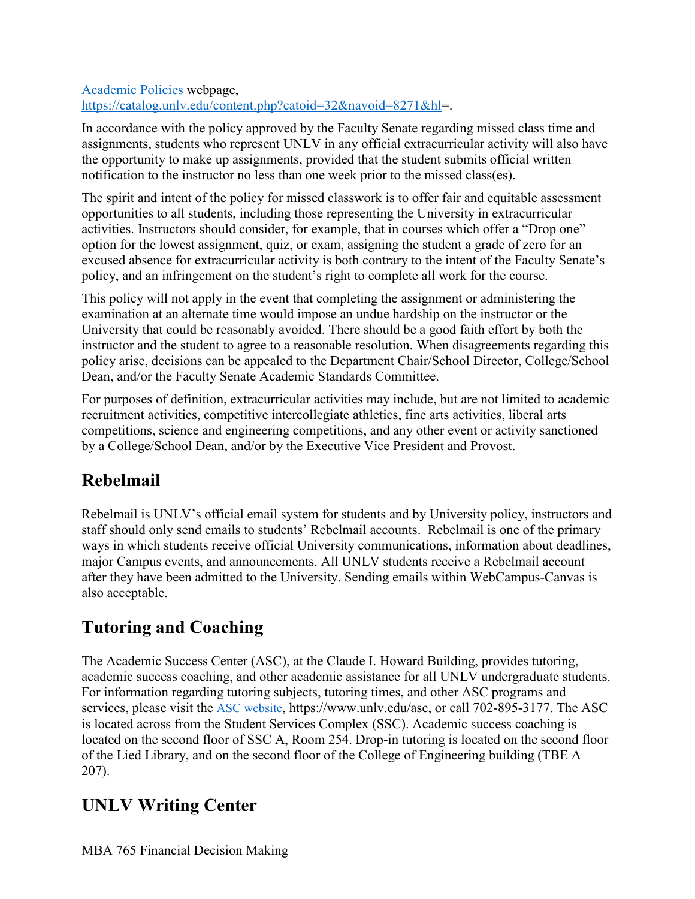[Academic Policies](https://catalog.unlv.edu/content.php?catoid=32&navoid=8271&hl=) webpage, https://catalog.unlv.edu/content.php?catoid=32&navoid=8271&hl=.

In accordance with the policy approved by the Faculty Senate regarding missed class time and assignments, students who represent UNLV in any official extracurricular activity will also have the opportunity to make up assignments, provided that the student submits official written notification to the instructor no less than one week prior to the missed class(es).

The spirit and intent of the policy for missed classwork is to offer fair and equitable assessment opportunities to all students, including those representing the University in extracurricular activities. Instructors should consider, for example, that in courses which offer a "Drop one" option for the lowest assignment, quiz, or exam, assigning the student a grade of zero for an excused absence for extracurricular activity is both contrary to the intent of the Faculty Senate's policy, and an infringement on the student's right to complete all work for the course.

This policy will not apply in the event that completing the assignment or administering the examination at an alternate time would impose an undue hardship on the instructor or the University that could be reasonably avoided. There should be a good faith effort by both the instructor and the student to agree to a reasonable resolution. When disagreements regarding this policy arise, decisions can be appealed to the Department Chair/School Director, College/School Dean, and/or the Faculty Senate Academic Standards Committee.

For purposes of definition, extracurricular activities may include, but are not limited to academic recruitment activities, competitive intercollegiate athletics, fine arts activities, liberal arts competitions, science and engineering competitions, and any other event or activity sanctioned by a College/School Dean, and/or by the Executive Vice President and Provost.

## Rebelmail

Rebelmail is UNLV's official email system for students and by University policy, instructors and staff should only send emails to students' Rebelmail accounts. Rebelmail is one of the primary ways in which students receive official University communications, information about deadlines, major Campus events, and announcements. All UNLV students receive a Rebelmail account after they have been admitted to the University. Sending emails within WebCampus-Canvas is also acceptable.

## Tutoring and Coaching

The Academic Success Center (ASC), at the Claude I. Howard Building, provides tutoring, academic success coaching, and other academic assistance for all UNLV undergraduate students. For information regarding tutoring subjects, tutoring times, and other ASC programs and services, please visit the [ASC website](https://www.unlv.edu/asc), https://www.unlv.edu/asc, or call 702-895-3177. The ASC is located across from the Student Services Complex (SSC). Academic success coaching is located on the second floor of SSC A, Room 254. Drop-in tutoring is located on the second floor of the Lied Library, and on the second floor of the College of Engineering building (TBE A 207).

## UNLV Writing Center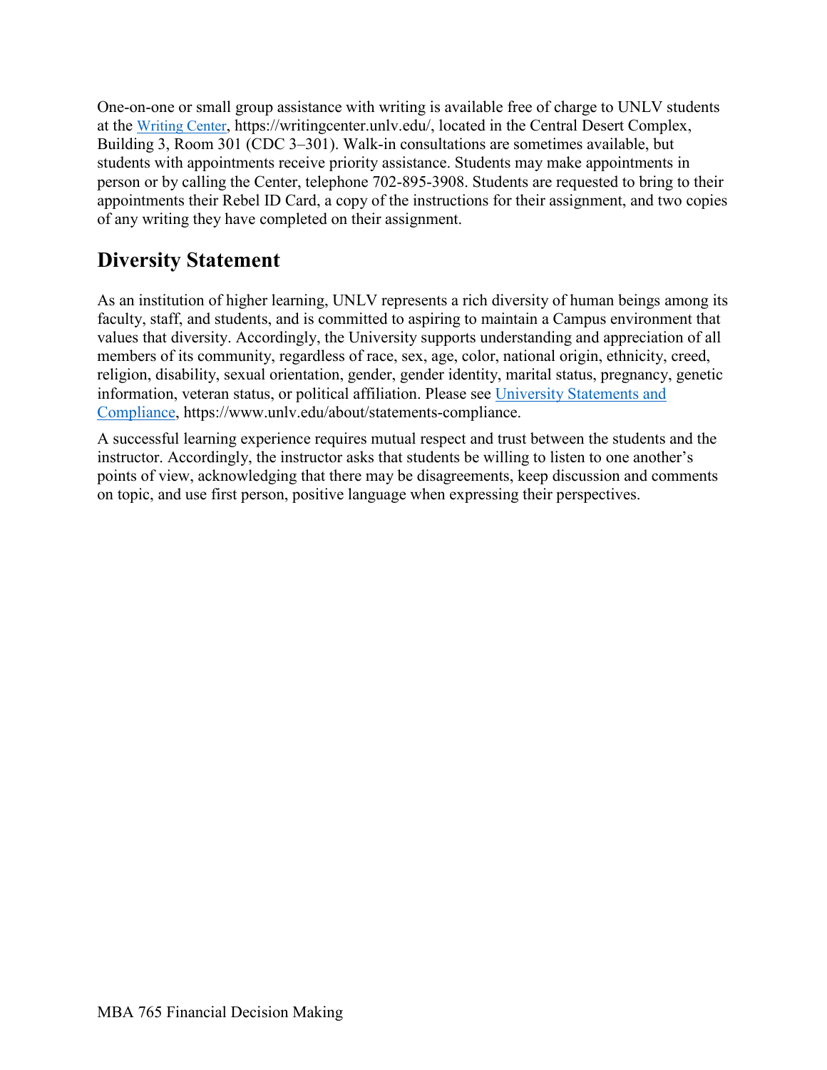One-on-one or small group assistance with writing is available free of charge to UNLV students at the [Writing Center](https://writingcenter.unlv.edu/), https://writingcenter.unlv.edu/, located in the Central Desert Complex, Building 3, Room 301 (CDC 3–301). Walk-in consultations are sometimes available, but students with appointments receive priority assistance. Students may make appointments in person or by calling the Center, telephone 702-895-3908. Students are requested to bring to their appointments their Rebel ID Card, a copy of the instructions for their assignment, and two copies of any writing they have completed on their assignment.

## Diversity Statement

As an institution of higher learning, UNLV represents a rich diversity of human beings among its faculty, staff, and students, and is committed to aspiring to maintain a Campus environment that values that diversity. Accordingly, the University supports understanding and appreciation of all members of its community, regardless of race, sex, age, color, national origin, ethnicity, creed, religion, disability, sexual orientation, gender, gender identity, marital status, pregnancy, genetic information, veteran status, or political affiliation. Please see [University Statements and Compliance](https://www.unlv.edu/about/statements-compliance), https://www.unlv.edu/about/statements-compliance.

A successful learning experience requires mutual respect and trust between the students and the instructor. Accordingly, the instructor asks that students be willing to listen to one another's points of view, acknowledging that there may be disagreements, keep discussion and comments on topic, and use first person, positive language when expressing their perspectives.